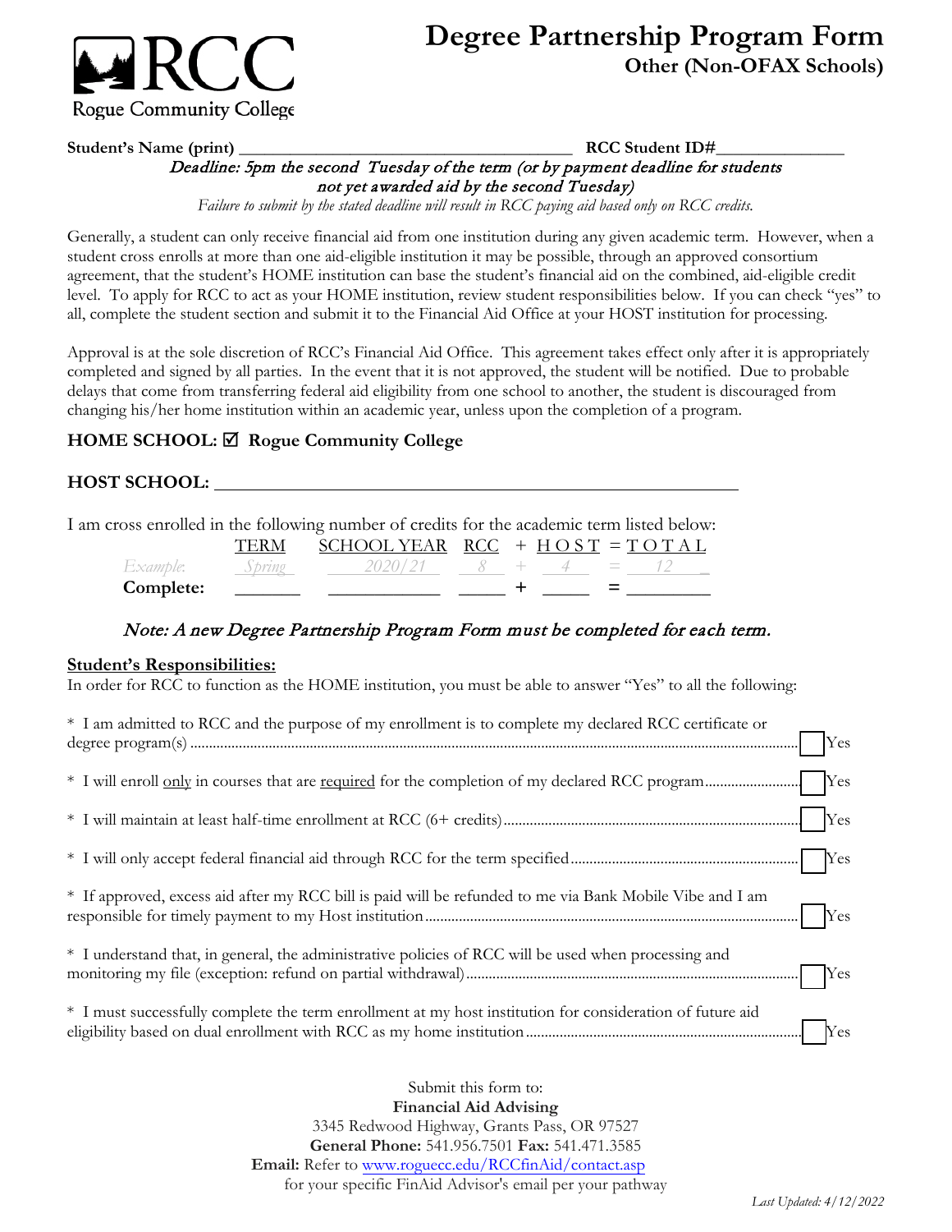Rogue Community College

# Degree Partnership Program Form

## Other (Non-OFAX Schools)

**Student's Name (print)** ________________________________________ **RCC Student ID#**______________

*Deadline: 5pm the second Tuesday of the term (or by payment deadline for students not yet awarded aid by the second Tuesday)*

*Failure to submit by the stated deadline will result in RCC paying aid based only on RCC credits.*

Generally, a student can only receive financial aid from one institution during any given academic term. However, when a student cross enrolls at more than one aid-eligible institution it may be possible, through an approved consortium agreement, that the student's HOME institution can base the student's financial aid on the combined, aid-eligible credit level. To apply for RCC to act as your HOME institution, review student responsibilities below. If you can check "yes" to all, complete the student section and submit it to the Financial Aid Office at your HOST institution for processing.

Approval is at the sole discretion of RCC's Financial Aid Office. This agreement takes effect only after it is appropriately completed and signed by all parties. In the event that it is not approved, the student will be notified. Due to probable delays that come from transferring federal aid eligibility from one school to another, the student is discouraged from changing his/her home institution within an academic year, unless upon the completion of a program.

**HOME SCHOOL: ☑ Rogue Community College**

**HOST SCHOOL:** ____________________________________________________________

I am cross enrolled in the following number of credits for the academic term listed below:

| | TERM | SCHOOL YEAR | RCC | + | HOST | = | TOTAL |
|---|---|---|---|---|---|---|---|
| *Example:* | *Spring* | *2020/21* | *8* | + | *4* | = | *12* |
| **Complete:** | _______ | ___________ | _____ | + | _____ | = | _________ |

*Note: A new Degree Partnership Program Form must be completed for each term.*

**Student's Responsibilities:**

In order for RCC to function as the HOME institution, you must be able to answer "Yes" to all the following:

* I am admitted to RCC and the purpose of my enrollment is to complete my declared RCC certificate or degree program(s) ........ ☐ Yes
* I will enroll only in courses that are required for the completion of my declared RCC program........ ☐ Yes
* I will maintain at least half-time enrollment at RCC (6+ credits)........ ☐ Yes
* I will only accept federal financial aid through RCC for the term specified........ ☐ Yes
* If approved, excess aid after my RCC bill is paid will be refunded to me via Bank Mobile Vibe and I am responsible for timely payment to my Host institution........ ☐ Yes
* I understand that, in general, the administrative policies of RCC will be used when processing and monitoring my file (exception: refund on partial withdrawal)........ ☐ Yes
* I must successfully complete the term enrollment at my host institution for consideration of future aid eligibility based on dual enrollment with RCC as my home institution........ ☐ Yes

Submit this form to:
**Financial Aid Advising**
3345 Redwood Highway, Grants Pass, OR 97527
**General Phone:** 541.956.7501 **Fax:** 541.471.3585
**Email:** Refer to www.roguecc.edu/RCCfinAid/contact.asp
for your specific FinAid Advisor's email per your pathway

*Last Updated: 4/12/2022*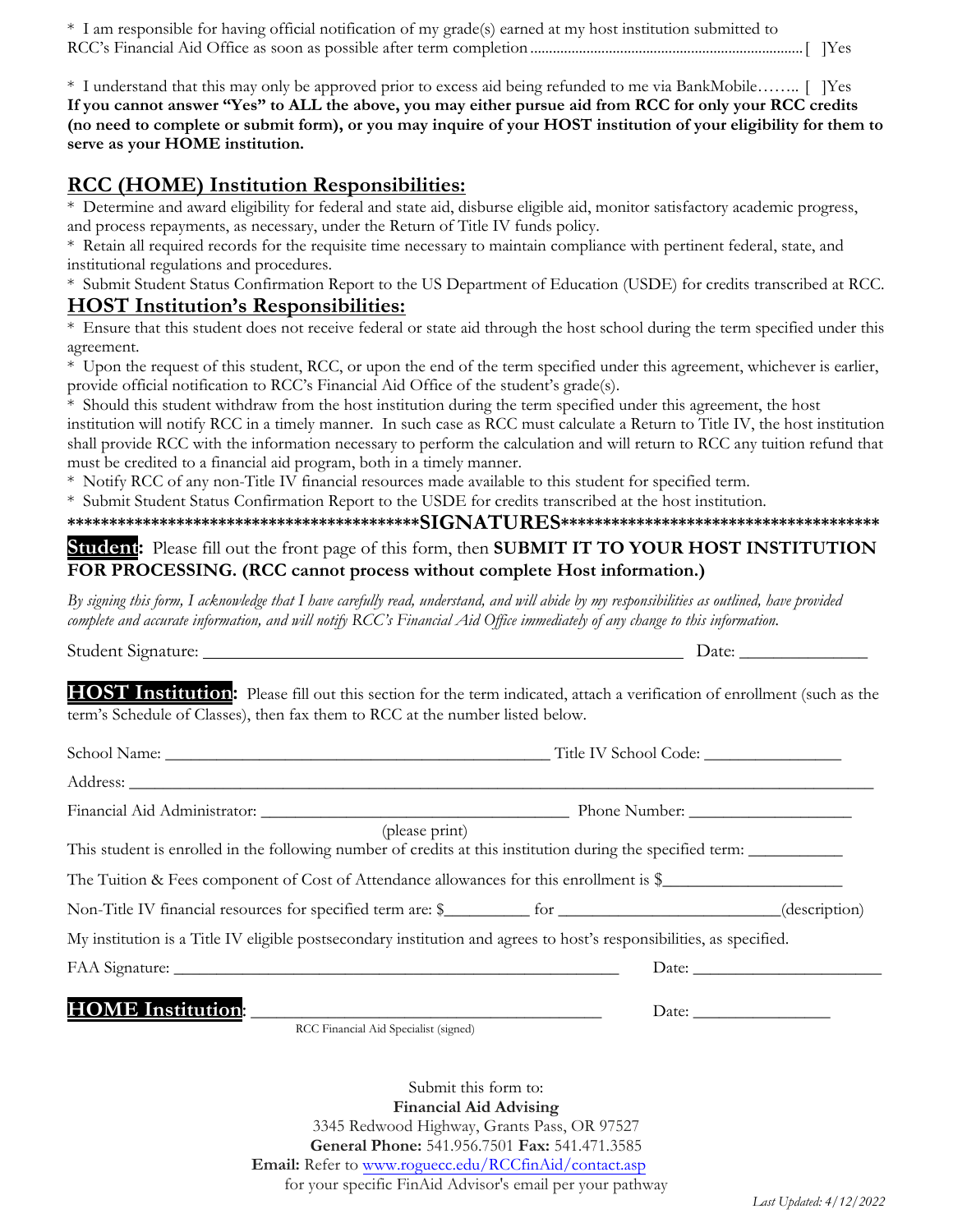* I am responsible for having official notification of my grade(s) earned at my host institution submitted to RCC's Financial Aid Office as soon as possible after term completion........................................................................[ ]Yes

* I understand that this may only be approved prior to excess aid being refunded to me via BankMobile…….. [ ]Yes

**If you cannot answer "Yes" to ALL the above, you may either pursue aid from RCC for only your RCC credits (no need to complete or submit form), or you may inquire of your HOST institution of your eligibility for them to serve as your HOME institution.**

## RCC (HOME) Institution Responsibilities:

* Determine and award eligibility for federal and state aid, disburse eligible aid, monitor satisfactory academic progress, and process repayments, as necessary, under the Return of Title IV funds policy.
* Retain all required records for the requisite time necessary to maintain compliance with pertinent federal, state, and institutional regulations and procedures.
* Submit Student Status Confirmation Report to the US Department of Education (USDE) for credits transcribed at RCC.

## HOST Institution's Responsibilities:

* Ensure that this student does not receive federal or state aid through the host school during the term specified under this agreement.
* Upon the request of this student, RCC, or upon the end of the term specified under this agreement, whichever is earlier, provide official notification to RCC's Financial Aid Office of the student's grade(s).
* Should this student withdraw from the host institution during the term specified under this agreement, the host institution will notify RCC in a timely manner. In such case as RCC must calculate a Return to Title IV, the host institution shall provide RCC with the information necessary to perform the calculation and will return to RCC any tuition refund that must be credited to a financial aid program, both in a timely manner.
* Notify RCC of any non-Title IV financial resources made available to this student for specified term.
* Submit Student Status Confirmation Report to the USDE for credits transcribed at the host institution.

********************************************SIGNATURES**************************************

**Student:** Please fill out the front page of this form, then **SUBMIT IT TO YOUR HOST INSTITUTION FOR PROCESSING. (RCC cannot process without complete Host information.)**

*By signing this form, I acknowledge that I have carefully read, understand, and will abide by my responsibilities as outlined, have provided complete and accurate information, and will notify RCC's Financial Aid Office immediately of any change to this information.*

Student Signature: _______________________________________________ Date: ______________

**HOST Institution:** Please fill out this section for the term indicated, attach a verification of enrollment (such as the term's Schedule of Classes), then fax them to RCC at the number listed below.

School Name: _________________________________________ Title IV School Code: ________________

Address: ______________________________________________________________________________

Financial Aid Administrator: ___________________________________ Phone Number: ___________________
(please print)

This student is enrolled in the following number of credits at this institution during the specified term: ___________

The Tuition & Fees component of Cost of Attendance allowances for this enrollment is $____________________

Non-Title IV financial resources for specified term are: $__________ for _________________________(description)

My institution is a Title IV eligible postsecondary institution and agrees to host's responsibilities, as specified.

FAA Signature: ___________________________________________________ Date: ______________________

**HOME Institution:** ________________________________________ Date: ________________
RCC Financial Aid Specialist (signed)

Submit this form to:
**Financial Aid Advising**
3345 Redwood Highway, Grants Pass, OR 97527
**General Phone:** 541.956.7501 **Fax:** 541.471.3585
**Email:** Refer to www.roguecc.edu/RCCfinAid/contact.asp for your specific FinAid Advisor's email per your pathway

*Last Updated: 4/12/2022*